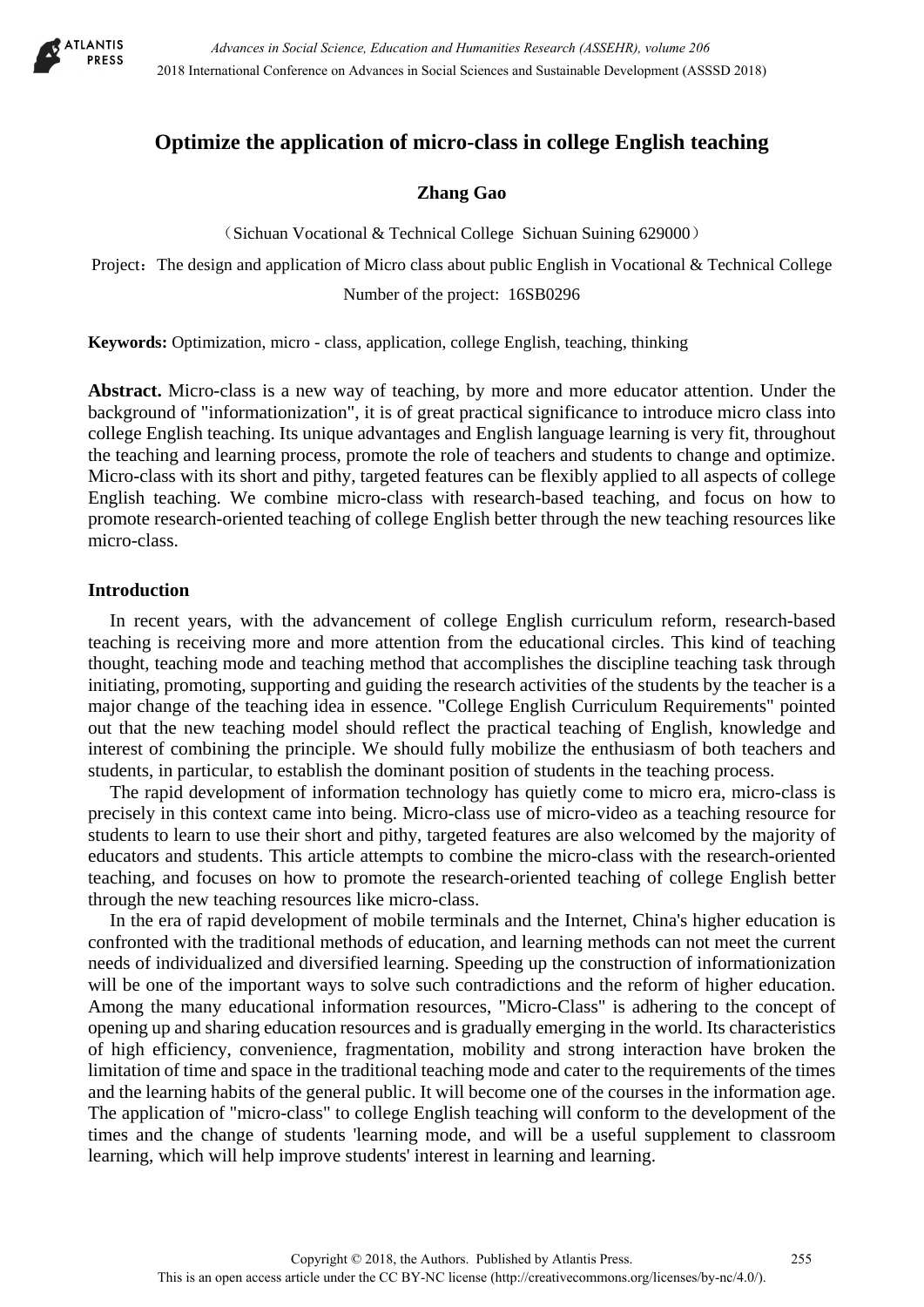# Optimize the application of micro-class in college English teaching

**Zhang Gao**

（Sichuan Vocational & Technical College  Sichuan Suining 629000）

Project：The design and application of Micro class about public English in Vocational & Technical College

Number of the project:  16SB0296

**Keywords:** Optimization, micro - class, application, college English, teaching, thinking

**Abstract.** Micro-class is a new way of teaching, by more and more educator attention. Under the background of "informationizion", it is of great practical significance to introduce micro class into college English teaching. Its unique advantages and English language learning is very fit, throughout the teaching and learning process, promote the role of teachers and students to change and optimize. Micro-class with its short and pithy, targeted features can be flexibly applied to all aspects of college English teaching. We combine micro-class with research-based teaching, and focus on how to promote research-oriented teaching of college English better through the new teaching resources like micro-class.

## Introduction

In recent years, with the advancement of college English curriculum reform, research-based teaching is receiving more and more attention from the educational circles. This kind of teaching thought, teaching mode and teaching method that accomplishes the discipline teaching task through initiating, promoting, supporting and guiding the research activities of the students by the teacher is a major change of the teaching idea in essence. "College English Curriculum Requirements" pointed out that the new teaching model should reflect the practical teaching of English, knowledge and interest of combining the principle. We should fully mobilize the enthusiasm of both teachers and students, in particular, to establish the dominant position of students in the teaching process.

The rapid development of information technology has quietly come to micro era, micro-class is precisely in this context came into being. Micro-class use of micro-video as a teaching resource for students to learn to use their short and pithy, targeted features are also welcomed by the majority of educators and students. This article attempts to combine the micro-class with the research-oriented teaching, and focuses on how to promote the research-oriented teaching of college English better through the new teaching resources like micro-class.

In the era of rapid development of mobile terminals and the Internet, China's higher education is confronted with the traditional methods of education, and learning methods can not meet the current needs of individualized and diversified learning. Speeding up the construction of informationization will be one of the important ways to solve such contradictions and the reform of higher education. Among the many educational information resources, "Micro-Class" is adhering to the concept of opening up and sharing education resources and is gradually emerging in the world. Its characteristics of high efficiency, convenience, fragmentation, mobility and strong interaction have broken the limitation of time and space in the traditional teaching mode and cater to the requirements of the times and the learning habits of the general public. It will become one of the courses in the information age. The application of "micro-class" to college English teaching will conform to the development of the times and the change of students 'learning mode, and will be a useful supplement to classroom learning, which will help improve students' interest in learning and learning.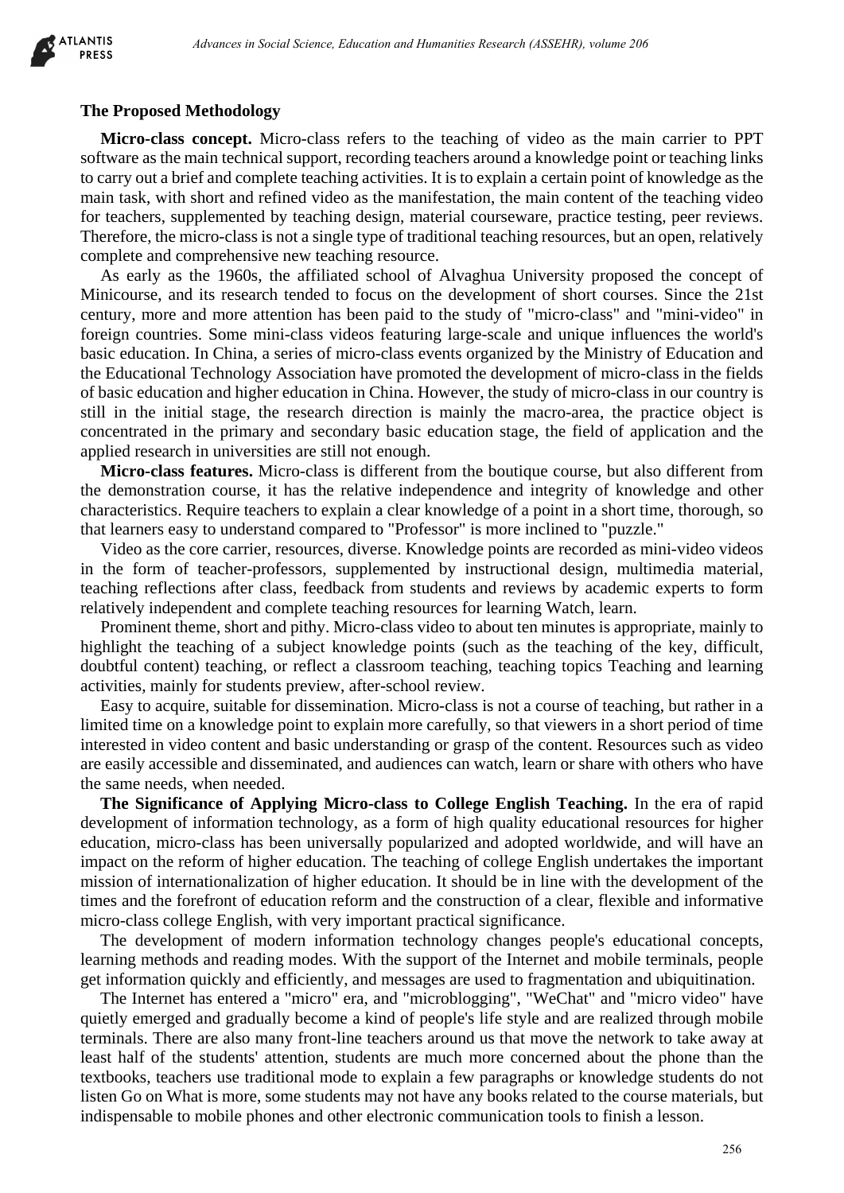## The Proposed Methodology

**Micro-class concept.** Micro-class refers to the teaching of video as the main carrier to PPT software as the main technical support, recording teachers around a knowledge point or teaching links to carry out a brief and complete teaching activities. It is to explain a certain point of knowledge as the main task, with short and refined video as the manifestation, the main content of the teaching video for teachers, supplemented by teaching design, material courseware, practice testing, peer reviews. Therefore, the micro-class is not a single type of traditional teaching resources, but an open, relatively complete and comprehensive new teaching resource.

As early as the 1960s, the affiliated school of Alvaghua University proposed the concept of Minicourse, and its research tended to focus on the development of short courses. Since the 21st century, more and more attention has been paid to the study of "micro-class" and "mini-video" in foreign countries. Some mini-class videos featuring large-scale and unique influences the world's basic education. In China, a series of micro-class events organized by the Ministry of Education and the Educational Technology Association have promoted the development of micro-class in the fields of basic education and higher education in China. However, the study of micro-class in our country is still in the initial stage, the research direction is mainly the macro-area, the practice object is concentrated in the primary and secondary basic education stage, the field of application and the applied research in universities are still not enough.

**Micro-class features.** Micro-class is different from the boutique course, but also different from the demonstration course, it has the relative independence and integrity of knowledge and other characteristics. Require teachers to explain a clear knowledge of a point in a short time, thorough, so that learners easy to understand compared to "Professor" is more inclined to "puzzle."

Video as the core carrier, resources, diverse. Knowledge points are recorded as mini-video videos in the form of teacher-professors, supplemented by instructional design, multimedia material, teaching reflections after class, feedback from students and reviews by academic experts to form relatively independent and complete teaching resources for learning Watch, learn.

Prominent theme, short and pithy. Micro-class video to about ten minutes is appropriate, mainly to highlight the teaching of a subject knowledge points (such as the teaching of the key, difficult, doubtful content) teaching, or reflect a classroom teaching, teaching topics Teaching and learning activities, mainly for students preview, after-school review.

Easy to acquire, suitable for dissemination. Micro-class is not a course of teaching, but rather in a limited time on a knowledge point to explain more carefully, so that viewers in a short period of time interested in video content and basic understanding or grasp of the content. Resources such as video are easily accessible and disseminated, and audiences can watch, learn or share with others who have the same needs, when needed.

**The Significance of Applying Micro-class to College English Teaching.** In the era of rapid development of information technology, as a form of high quality educational resources for higher education, micro-class has been universally popularized and adopted worldwide, and will have an impact on the reform of higher education. The teaching of college English undertakes the important mission of internationalization of higher education. It should be in line with the development of the times and the forefront of education reform and the construction of a clear, flexible and informative micro-class college English, with very important practical significance.

The development of modern information technology changes people's educational concepts, learning methods and reading modes. With the support of the Internet and mobile terminals, people get information quickly and efficiently, and messages are used to fragmentation and ubiquitination.

The Internet has entered a "micro" era, and "microblogging", "WeChat" and "micro video" have quietly emerged and gradually become a kind of people's life style and are realized through mobile terminals. There are also many front-line teachers around us that move the network to take away at least half of the students' attention, students are much more concerned about the phone than the textbooks, teachers use traditional mode to explain a few paragraphs or knowledge students do not listen Go on What is more, some students may not have any books related to the course materials, but indispensable to mobile phones and other electronic communication tools to finish a lesson.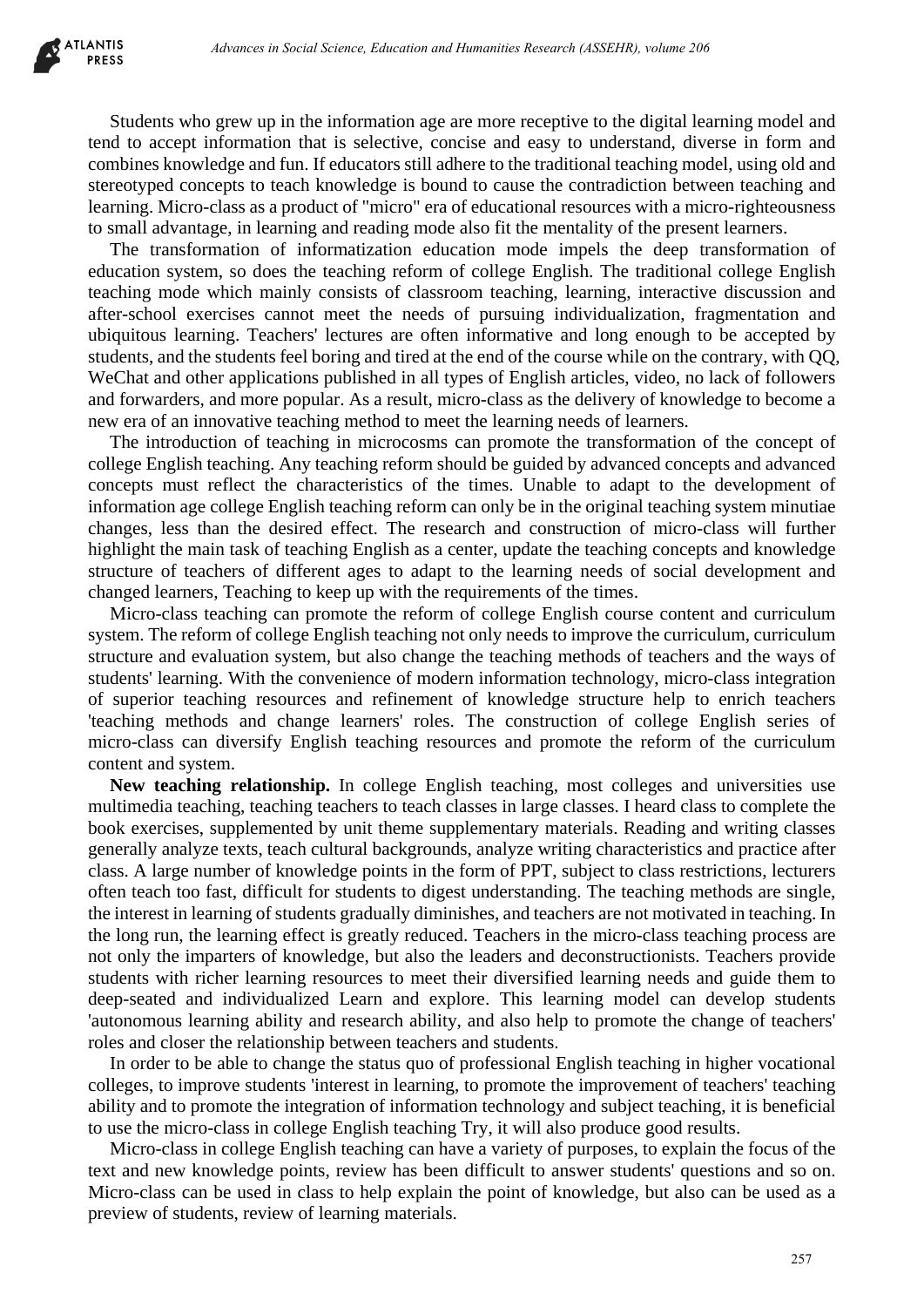Students who grew up in the information age are more receptive to the digital learning model and tend to accept information that is selective, concise and easy to understand, diverse in form and combines knowledge and fun. If educators still adhere to the traditional teaching model, using old and stereotyped concepts to teach knowledge is bound to cause the contradiction between teaching and learning. Micro-class as a product of "micro" era of educational resources with a micro-righteousness to small advantage, in learning and reading mode also fit the mentality of the present learners.

The transformation of informatization education mode impels the deep transformation of education system, so does the teaching reform of college English. The traditional college English teaching mode which mainly consists of classroom teaching, learning, interactive discussion and after-school exercises cannot meet the needs of pursuing individualization, fragmentation and ubiquitous learning. Teachers' lectures are often informative and long enough to be accepted by students, and the students feel boring and tired at the end of the course while on the contrary, with QQ, WeChat and other applications published in all types of English articles, video, no lack of followers and forwarders, and more popular. As a result, micro-class as the delivery of knowledge to become a new era of an innovative teaching method to meet the learning needs of learners.

The introduction of teaching in microcosms can promote the transformation of the concept of college English teaching. Any teaching reform should be guided by advanced concepts and advanced concepts must reflect the characteristics of the times. Unable to adapt to the development of information age college English teaching reform can only be in the original teaching system minutiae changes, less than the desired effect. The research and construction of micro-class will further highlight the main task of teaching English as a center, update the teaching concepts and knowledge structure of teachers of different ages to adapt to the learning needs of social development and changed learners, Teaching to keep up with the requirements of the times.

Micro-class teaching can promote the reform of college English course content and curriculum system. The reform of college English teaching not only needs to improve the curriculum, curriculum structure and evaluation system, but also change the teaching methods of teachers and the ways of students' learning. With the convenience of modern information technology, micro-class integration of superior teaching resources and refinement of knowledge structure help to enrich teachers 'teaching methods and change learners' roles. The construction of college English series of micro-class can diversify English teaching resources and promote the reform of the curriculum content and system.

**New teaching relationship.** In college English teaching, most colleges and universities use multimedia teaching, teaching teachers to teach classes in large classes. I heard class to complete the book exercises, supplemented by unit theme supplementary materials. Reading and writing classes generally analyze texts, teach cultural backgrounds, analyze writing characteristics and practice after class. A large number of knowledge points in the form of PPT, subject to class restrictions, lecturers often teach too fast, difficult for students to digest understanding. The teaching methods are single, the interest in learning of students gradually diminishes, and teachers are not motivated in teaching. In the long run, the learning effect is greatly reduced. Teachers in the micro-class teaching process are not only the imparters of knowledge, but also the leaders and deconstructionists. Teachers provide students with richer learning resources to meet their diversified learning needs and guide them to deep-seated and individualized Learn and explore. This learning model can develop students 'autonomous learning ability and research ability, and also help to promote the change of teachers' roles and closer the relationship between teachers and students.

In order to be able to change the status quo of professional English teaching in higher vocational colleges, to improve students 'interest in learning, to promote the improvement of teachers' teaching ability and to promote the integration of information technology and subject teaching, it is beneficial to use the micro-class in college English teaching Try, it will also produce good results.

Micro-class in college English teaching can have a variety of purposes, to explain the focus of the text and new knowledge points, review has been difficult to answer students' questions and so on. Micro-class can be used in class to help explain the point of knowledge, but also can be used as a preview of students, review of learning materials.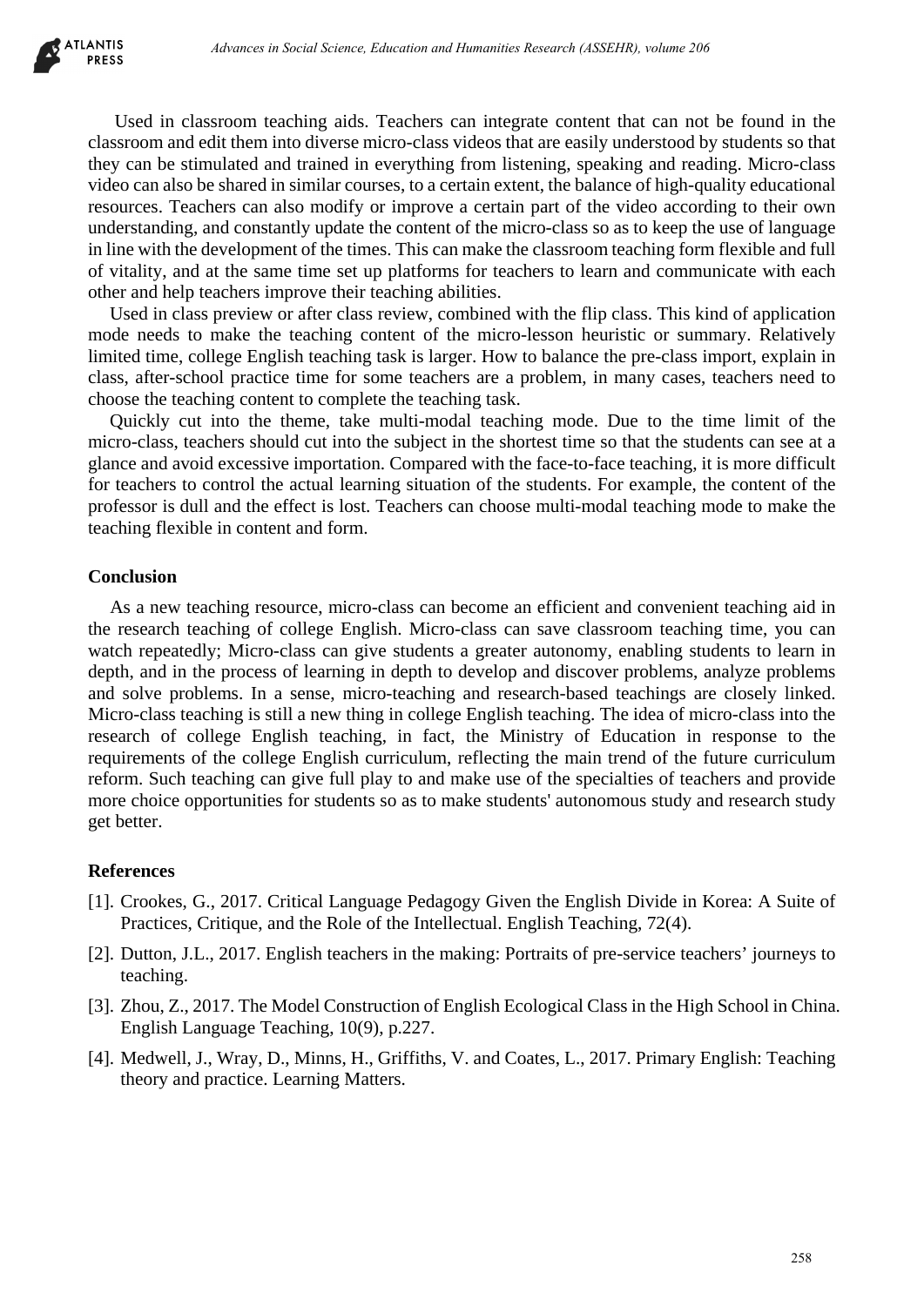Used in classroom teaching aids. Teachers can integrate content that can not be found in the classroom and edit them into diverse micro-class videos that are easily understood by students so that they can be stimulated and trained in everything from listening, speaking and reading. Micro-class video can also be shared in similar courses, to a certain extent, the balance of high-quality educational resources. Teachers can also modify or improve a certain part of the video according to their own understanding, and constantly update the content of the micro-class so as to keep the use of language in line with the development of the times. This can make the classroom teaching form flexible and full of vitality, and at the same time set up platforms for teachers to learn and communicate with each other and help teachers improve their teaching abilities.

Used in class preview or after class review, combined with the flip class. This kind of application mode needs to make the teaching content of the micro-lesson heuristic or summary. Relatively limited time, college English teaching task is larger. How to balance the pre-class import, explain in class, after-school practice time for some teachers are a problem, in many cases, teachers need to choose the teaching content to complete the teaching task.

Quickly cut into the theme, take multi-modal teaching mode. Due to the time limit of the micro-class, teachers should cut into the subject in the shortest time so that the students can see at a glance and avoid excessive importation. Compared with the face-to-face teaching, it is more difficult for teachers to control the actual learning situation of the students. For example, the content of the professor is dull and the effect is lost. Teachers can choose multi-modal teaching mode to make the teaching flexible in content and form.

## Conclusion

As a new teaching resource, micro-class can become an efficient and convenient teaching aid in the research teaching of college English. Micro-class can save classroom teaching time, you can watch repeatedly; Micro-class can give students a greater autonomy, enabling students to learn in depth, and in the process of learning in depth to develop and discover problems, analyze problems and solve problems. In a sense, micro-teaching and research-based teachings are closely linked. Micro-class teaching is still a new thing in college English teaching. The idea of micro-class into the research of college English teaching, in fact, the Ministry of Education in response to the requirements of the college English curriculum, reflecting the main trend of the future curriculum reform. Such teaching can give full play to and make use of the specialties of teachers and provide more choice opportunities for students so as to make students' autonomous study and research study get better.

## References

[1]. Crookes, G., 2017. Critical Language Pedagogy Given the English Divide in Korea: A Suite of Practices, Critique, and the Role of the Intellectual. English Teaching, 72(4).

[2]. Dutton, J.L., 2017. English teachers in the making: Portraits of pre-service teachers' journeys to teaching.

[3]. Zhou, Z., 2017. The Model Construction of English Ecological Class in the High School in China. English Language Teaching, 10(9), p.227.

[4]. Medwell, J., Wray, D., Minns, H., Griffiths, V. and Coates, L., 2017. Primary English: Teaching theory and practice. Learning Matters.